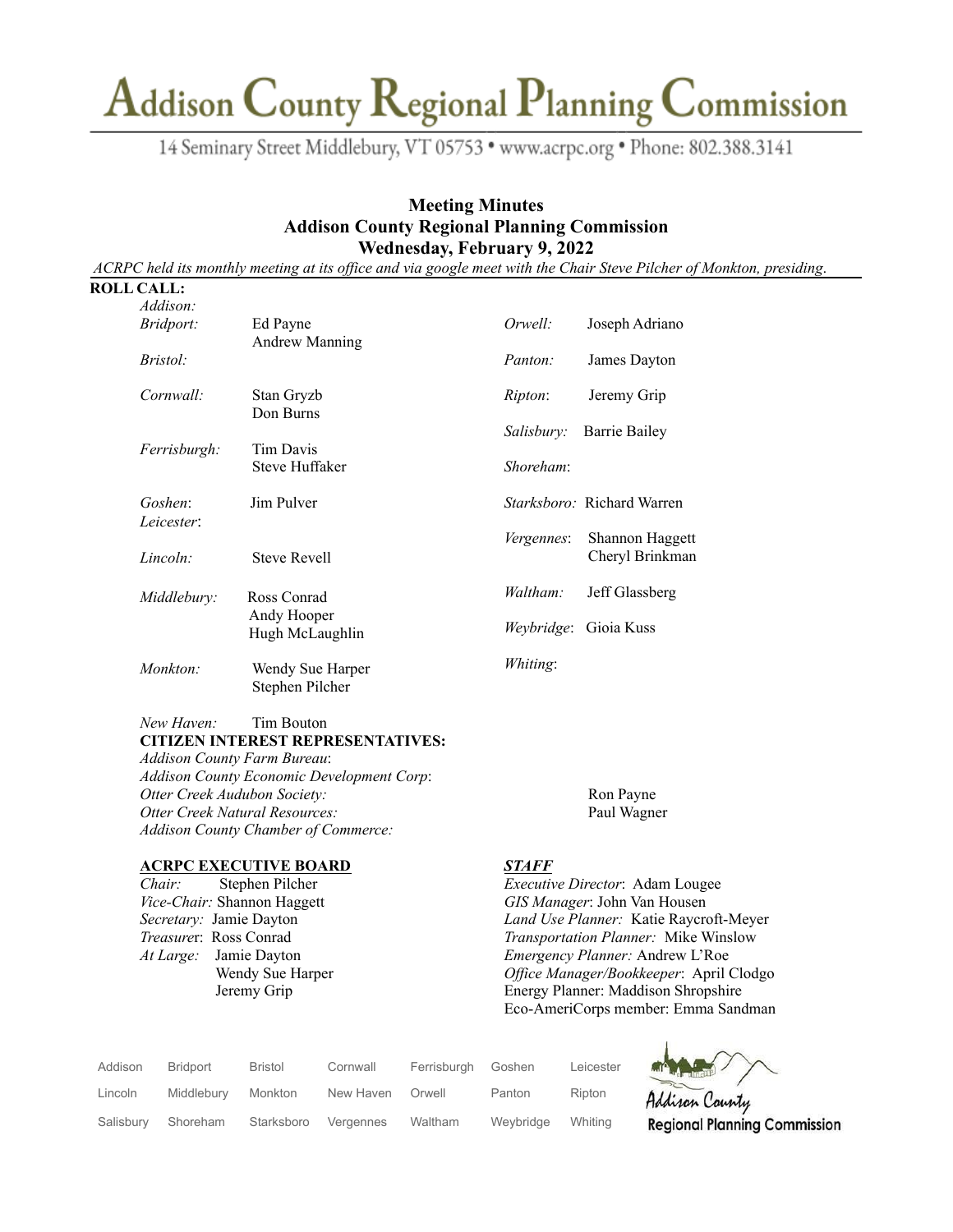# Addison County Regional Planning Commission

14 Seminary Street Middlebury, VT 05753 • www.acrpc.org • Phone: 802.388.3141

## Meeting Minutes
## Addison County Regional Planning Commission
## Wednesday, February 9, 2022

*ACRPC held its monthly meeting at its office and via google meet with the Chair Steve Pilcher of Monkton, presiding.*

**ROLL CALL:**

| Town | Representative(s) | Town | Representative(s) |
|---|---|---|---|
| *Addison:* | | *Orwell:* | Joseph Adriano |
| *Bridport:* | Ed Payne, Andrew Manning | *Panton:* | James Dayton |
| *Bristol:* | | *Ripton:* | Jeremy Grip |
| *Cornwall:* | Stan Gryzb, Don Burns | *Salisbury:* | Barrie Bailey |
| *Ferrisburgh:* | Tim Davis, Steve Huffaker | *Shoreham:* | |
| *Goshen:* | Jim Pulver | *Starksboro:* | Richard Warren |
| *Leicester:* | | *Vergennes:* | Shannon Haggett, Cheryl Brinkman |
| *Lincoln:* | Steve Revell | *Waltham:* | Jeff Glassberg |
| *Middlebury:* | Ross Conrad, Andy Hooper, Hugh McLaughlin | *Weybridge:* | Gioia Kuss |
| *Monkton:* | Wendy Sue Harper, Stephen Pilcher | *Whiting:* | |
| *New Haven:* | Tim Bouton | | |

**CITIZEN INTEREST REPRESENTATIVES:**

*Addison County Farm Bureau:*
*Addison County Economic Development Corp:*
*Otter Creek Audubon Society:* Ron Payne
*Otter Creek Natural Resources:* Paul Wagner
*Addison County Chamber of Commerce:*

**ACRPC EXECUTIVE BOARD**

*Chair:* Stephen Pilcher
*Vice-Chair:* Shannon Haggett
*Secretary:* Jamie Dayton
*Treasurer:* Ross Conrad
*At Large:* Jamie Dayton
Wendy Sue Harper
Jeremy Grip

***STAFF***

*Executive Director:* Adam Lougee
*GIS Manager:* John Van Housen
*Land Use Planner:* Katie Raycroft-Meyer
*Transportation Planner:* Mike Winslow
*Emergency Planner:* Andrew L'Roe
*Office Manager/Bookkeeper:* April Clodgo
Energy Planner: Maddison Shropshire
Eco-AmeriCorps member: Emma Sandman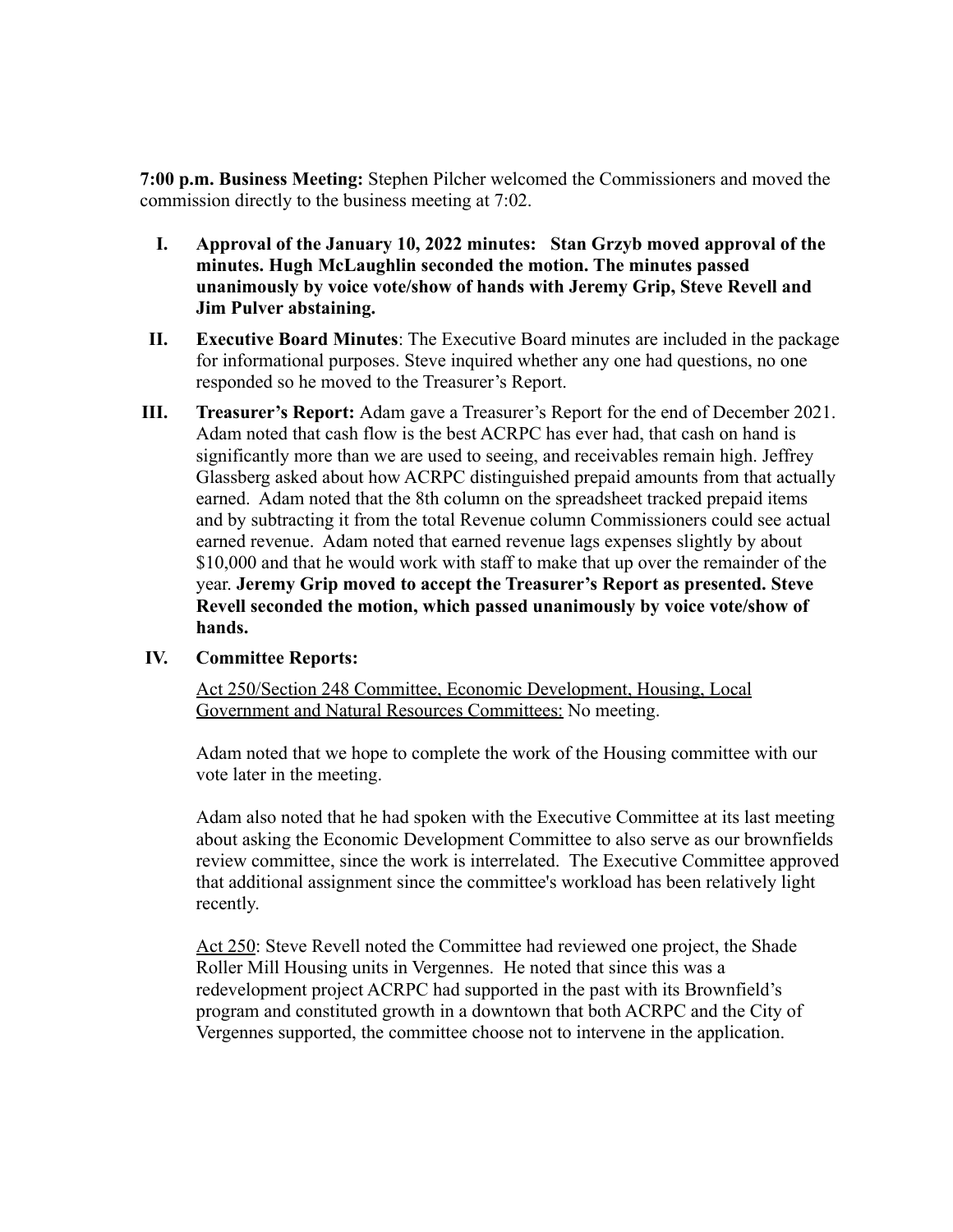**7:00 p.m. Business Meeting:** Stephen Pilcher welcomed the Commissioners and moved the commission directly to the business meeting at 7:02.

I. **Approval of the January 10, 2022 minutes: Stan Grzyb moved approval of the minutes. Hugh McLaughlin seconded the motion. The minutes passed unanimously by voice vote/show of hands with Jeremy Grip, Steve Revell and Jim Pulver abstaining.**

II. **Executive Board Minutes**: The Executive Board minutes are included in the package for informational purposes. Steve inquired whether any one had questions, no one responded so he moved to the Treasurer's Report.

III. **Treasurer's Report:** Adam gave a Treasurer's Report for the end of December 2021. Adam noted that cash flow is the best ACRPC has ever had, that cash on hand is significantly more than we are used to seeing, and receivables remain high. Jeffrey Glassberg asked about how ACRPC distinguished prepaid amounts from that actually earned. Adam noted that the 8th column on the spreadsheet tracked prepaid items and by subtracting it from the total Revenue column Commissioners could see actual earned revenue. Adam noted that earned revenue lags expenses slightly by about $10,000 and that he would work with staff to make that up over the remainder of the year. **Jeremy Grip moved to accept the Treasurer's Report as presented. Steve Revell seconded the motion, which passed unanimously by voice vote/show of hands.**

IV. **Committee Reports:**

<u>Act 250/Section 248 Committee, Economic Development, Housing, Local Government and Natural Resources Committees:</u> No meeting.

Adam noted that we hope to complete the work of the Housing committee with our vote later in the meeting.

Adam also noted that he had spoken with the Executive Committee at its last meeting about asking the Economic Development Committee to also serve as our brownfields review committee, since the work is interrelated. The Executive Committee approved that additional assignment since the committee's workload has been relatively light recently.

<u>Act 250</u>: Steve Revell noted the Committee had reviewed one project, the Shade Roller Mill Housing units in Vergennes. He noted that since this was a redevelopment project ACRPC had supported in the past with its Brownfield's program and constituted growth in a downtown that both ACRPC and the City of Vergennes supported, the committee choose not to intervene in the application.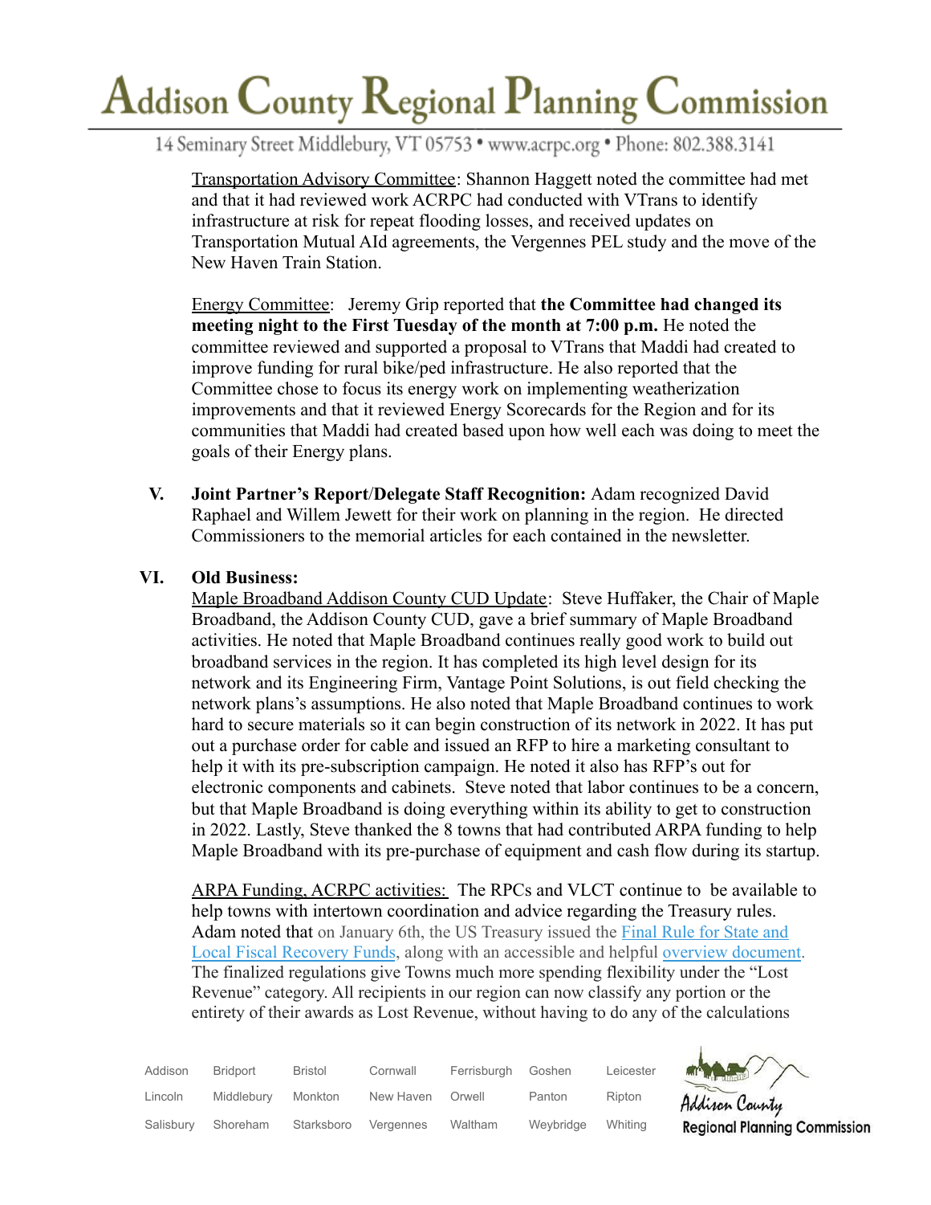Transportation Advisory Committee: Shannon Haggett noted the committee had met and that it had reviewed work ACRPC had conducted with VTrans to identify infrastructure at risk for repeat flooding losses, and received updates on Transportation Mutual AId agreements, the Vergennes PEL study and the move of the New Haven Train Station.

Energy Committee: Jeremy Grip reported that **the Committee had changed its meeting night to the First Tuesday of the month at 7:00 p.m.** He noted the committee reviewed and supported a proposal to VTrans that Maddi had created to improve funding for rural bike/ped infrastructure. He also reported that the Committee chose to focus its energy work on implementing weatherization improvements and that it reviewed Energy Scorecards for the Region and for its communities that Maddi had created based upon how well each was doing to meet the goals of their Energy plans.

**V. Joint Partner's Report/Delegate Staff Recognition:** Adam recognized David Raphael and Willem Jewett for their work on planning in the region. He directed Commissioners to the memorial articles for each contained in the newsletter.

**VI. Old Business:**

Maple Broadband Addison County CUD Update: Steve Huffaker, the Chair of Maple Broadband, the Addison County CUD, gave a brief summary of Maple Broadband activities. He noted that Maple Broadband continues really good work to build out broadband services in the region. It has completed its high level design for its network and its Engineering Firm, Vantage Point Solutions, is out field checking the network plans's assumptions. He also noted that Maple Broadband continues to work hard to secure materials so it can begin construction of its network in 2022. It has put out a purchase order for cable and issued an RFP to hire a marketing consultant to help it with its pre-subscription campaign. He noted it also has RFP's out for electronic components and cabinets. Steve noted that labor continues to be a concern, but that Maple Broadband is doing everything within its ability to get to construction in 2022. Lastly, Steve thanked the 8 towns that had contributed ARPA funding to help Maple Broadband with its pre-purchase of equipment and cash flow during its startup.

ARPA Funding, ACRPC activities: The RPCs and VLCT continue to be available to help towns with intertown coordination and advice regarding the Treasury rules. Adam noted that on January 6th, the US Treasury issued the Final Rule for State and Local Fiscal Recovery Funds, along with an accessible and helpful overview document. The finalized regulations give Towns much more spending flexibility under the "Lost Revenue" category. All recipients in our region can now classify any portion or the entirety of their awards as Lost Revenue, without having to do any of the calculations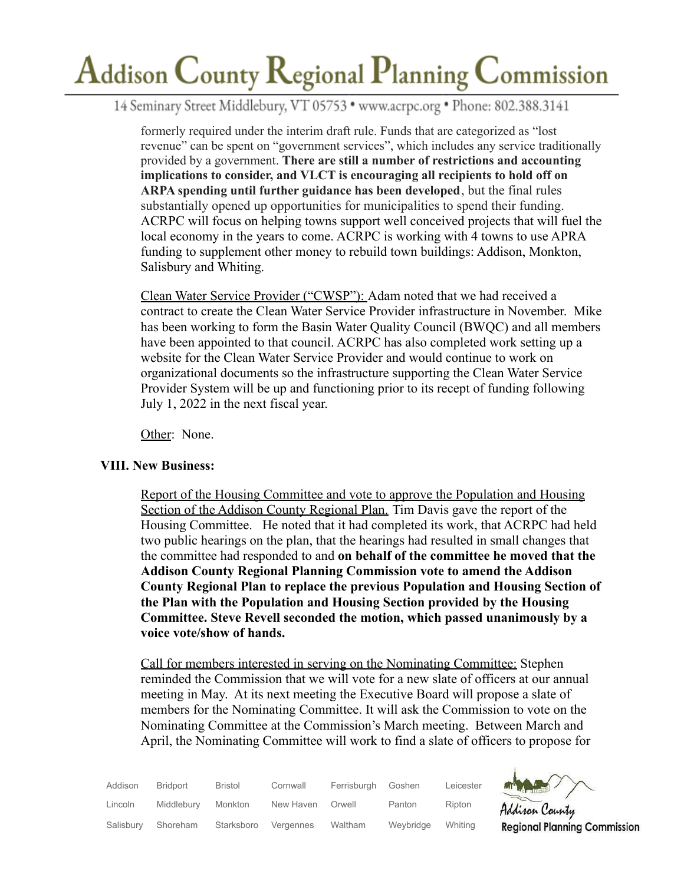formerly required under the interim draft rule. Funds that are categorized as "lost revenue" can be spent on "government services", which includes any service traditionally provided by a government. **There are still a number of restrictions and accounting implications to consider, and VLCT is encouraging all recipients to hold off on ARPA spending until further guidance has been developed**, but the final rules substantially opened up opportunities for municipalities to spend their funding. ACRPC will focus on helping towns support well conceived projects that will fuel the local economy in the years to come. ACRPC is working with 4 towns to use APRA funding to supplement other money to rebuild town buildings: Addison, Monkton, Salisbury and Whiting.

Clean Water Service Provider ("CWSP"): Adam noted that we had received a contract to create the Clean Water Service Provider infrastructure in November. Mike has been working to form the Basin Water Quality Council (BWQC) and all members have been appointed to that council. ACRPC has also completed work setting up a website for the Clean Water Service Provider and would continue to work on organizational documents so the infrastructure supporting the Clean Water Service Provider System will be up and functioning prior to its recept of funding following July 1, 2022 in the next fiscal year.

Other: None.

**VIII. New Business:**

Report of the Housing Committee and vote to approve the Population and Housing Section of the Addison County Regional Plan. Tim Davis gave the report of the Housing Committee. He noted that it had completed its work, that ACRPC had held two public hearings on the plan, that the hearings had resulted in small changes that the committee had responded to and **on behalf of the committee he moved that the Addison County Regional Planning Commission vote to amend the Addison County Regional Plan to replace the previous Population and Housing Section of the Plan with the Population and Housing Section provided by the Housing Committee. Steve Revell seconded the motion, which passed unanimously by a voice vote/show of hands.**

Call for members interested in serving on the Nominating Committee: Stephen reminded the Commission that we will vote for a new slate of officers at our annual meeting in May. At its next meeting the Executive Board will propose a slate of members for the Nominating Committee. It will ask the Commission to vote on the Nominating Committee at the Commission's March meeting. Between March and April, the Nominating Committee will work to find a slate of officers to propose for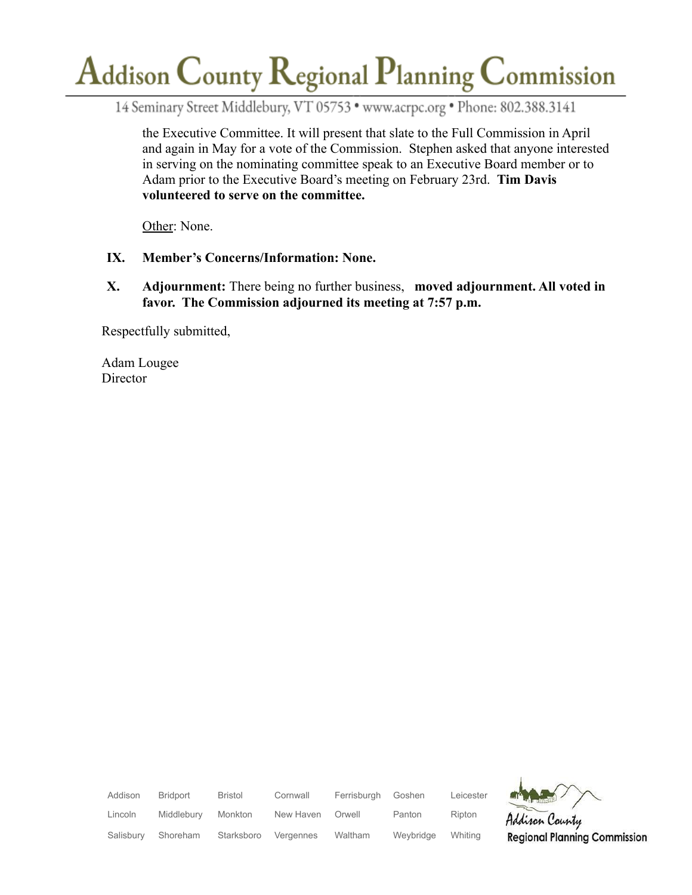the Executive Committee. It will present that slate to the Full Commission in April and again in May for a vote of the Commission. Stephen asked that anyone interested in serving on the nominating committee speak to an Executive Board member or to Adam prior to the Executive Board's meeting on February 23rd. **Tim Davis volunteered to serve on the committee.**

Other: None.

**IX. Member's Concerns/Information: None.**

**X. Adjournment:** There being no further business, **moved adjournment. All voted in favor. The Commission adjourned its meeting at 7:57 p.m.**

Respectfully submitted,

Adam Lougee
Director